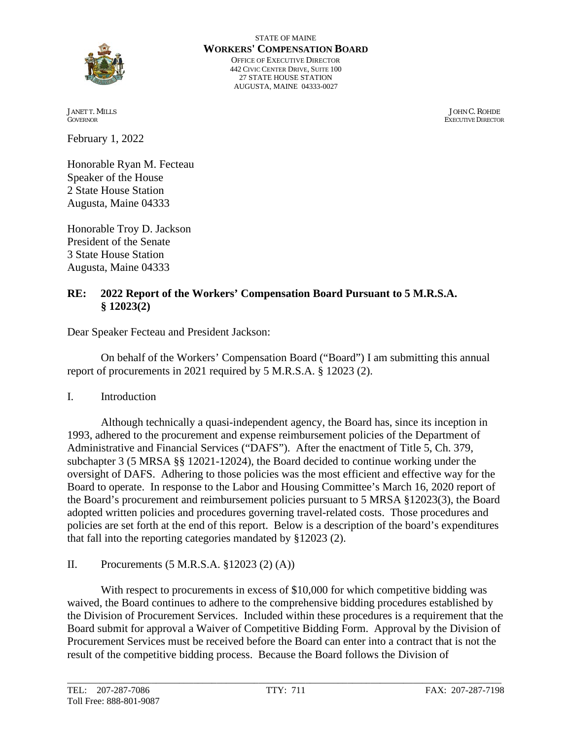STATE OF MAINE
**WORKERS' COMPENSATION BOARD**
OFFICE OF EXECUTIVE DIRECTOR
442 CIVIC CENTER DRIVE, SUITE 100
27 STATE HOUSE STATION
AUGUSTA, MAINE 04333-0027

JANET T. MILLS
GOVERNOR

JOHN C. ROHDE
EXECUTIVE DIRECTOR

February 1, 2022

Honorable Ryan M. Fecteau
Speaker of the House
2 State House Station
Augusta, Maine 04333

Honorable Troy D. Jackson
President of the Senate
3 State House Station
Augusta, Maine 04333

**RE: 2022 Report of the Workers' Compensation Board Pursuant to 5 M.R.S.A. § 12023(2)**

Dear Speaker Fecteau and President Jackson:

On behalf of the Workers' Compensation Board ("Board") I am submitting this annual report of procurements in 2021 required by 5 M.R.S.A. § 12023 (2).

I. Introduction

Although technically a quasi-independent agency, the Board has, since its inception in 1993, adhered to the procurement and expense reimbursement policies of the Department of Administrative and Financial Services ("DAFS"). After the enactment of Title 5, Ch. 379, subchapter 3 (5 MRSA §§ 12021-12024), the Board decided to continue working under the oversight of DAFS. Adhering to those policies was the most efficient and effective way for the Board to operate. In response to the Labor and Housing Committee's March 16, 2020 report of the Board's procurement and reimbursement policies pursuant to 5 MRSA §12023(3), the Board adopted written policies and procedures governing travel-related costs. Those procedures and policies are set forth at the end of this report. Below is a description of the board's expenditures that fall into the reporting categories mandated by §12023 (2).

II. Procurements (5 M.R.S.A. §12023 (2) (A))

With respect to procurements in excess of $10,000 for which competitive bidding was waived, the Board continues to adhere to the comprehensive bidding procedures established by the Division of Procurement Services. Included within these procedures is a requirement that the Board submit for approval a Waiver of Competitive Bidding Form. Approval by the Division of Procurement Services must be received before the Board can enter into a contract that is not the result of the competitive bidding process. Because the Board follows the Division of

TEL: 207-287-7086 TTY: 711 FAX: 207-287-7198
Toll Free: 888-801-9087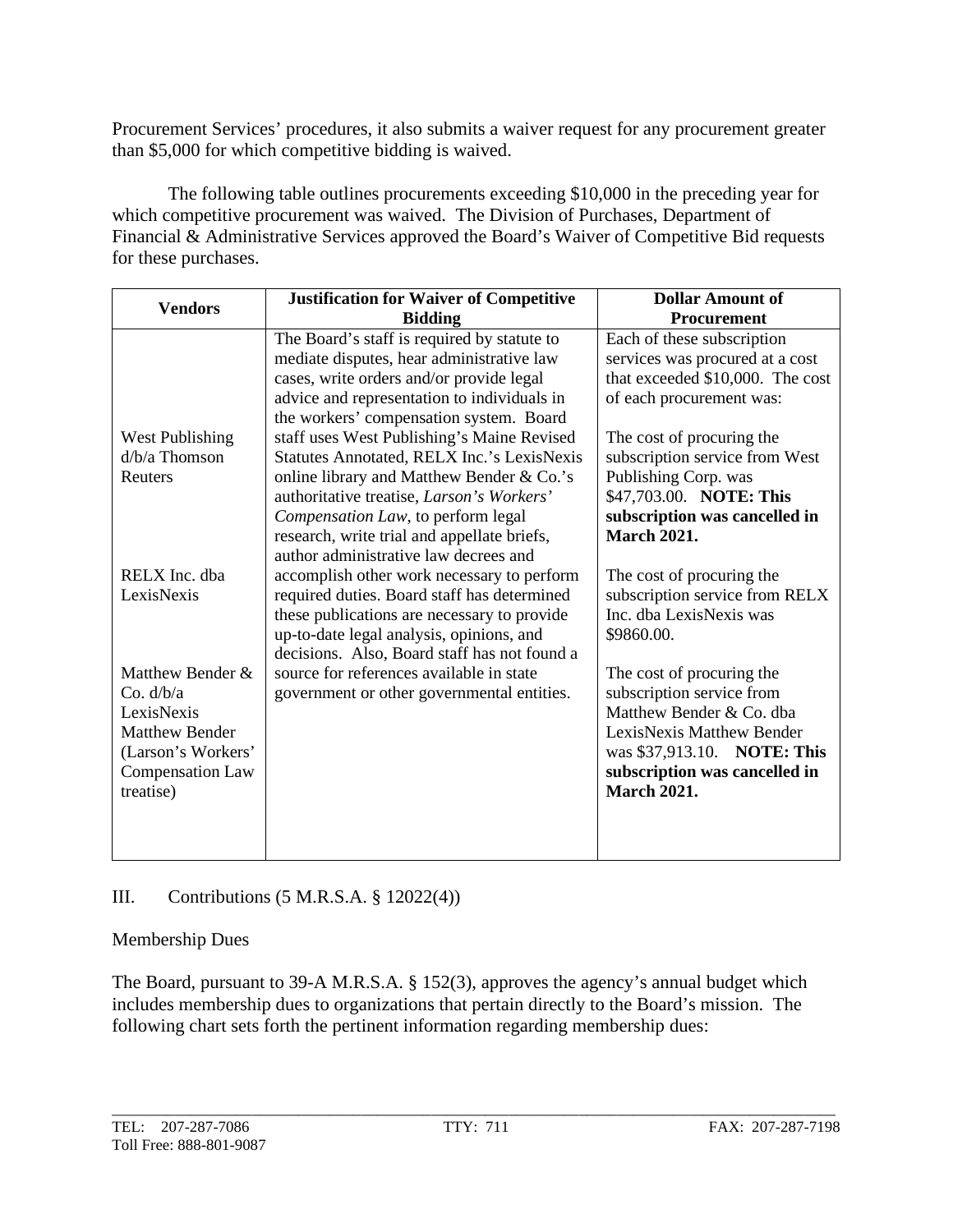Procurement Services' procedures, it also submits a waiver request for any procurement greater than $5,000 for which competitive bidding is waived.

The following table outlines procurements exceeding $10,000 in the preceding year for which competitive procurement was waived. The Division of Purchases, Department of Financial & Administrative Services approved the Board's Waiver of Competitive Bid requests for these purchases.

| Vendors | Justification for Waiver of Competitive Bidding | Dollar Amount of Procurement |
|---|---|---|
| West Publishing d/b/a Thomson Reuters<br><br>RELX Inc. dba LexisNexis<br><br>Matthew Bender & Co. d/b/a LexisNexis Matthew Bender (Larson's Workers' Compensation Law treatise) | The Board's staff is required by statute to mediate disputes, hear administrative law cases, write orders and/or provide legal advice and representation to individuals in the workers' compensation system. Board staff uses West Publishing's Maine Revised Statutes Annotated, RELX Inc.'s LexisNexis online library and Matthew Bender & Co.'s authoritative treatise, *Larson's Workers' Compensation Law*, to perform legal research, write trial and appellate briefs, author administrative law decrees and accomplish other work necessary to perform required duties. Board staff has determined these publications are necessary to provide up-to-date legal analysis, opinions, and decisions. Also, Board staff has not found a source for references available in state government or other governmental entities. | Each of these subscription services was procured at a cost that exceeded $10,000. The cost of each procurement was:<br><br>The cost of procuring the subscription service from West Publishing Corp. was $47,703.00. **NOTE: This subscription was cancelled in March 2021.**<br><br>The cost of procuring the subscription service from RELX Inc. dba LexisNexis was $9860.00.<br><br>The cost of procuring the subscription service from Matthew Bender & Co. dba LexisNexis Matthew Bender was $37,913.10. **NOTE: This subscription was cancelled in March 2021.** |

III. Contributions (5 M.R.S.A. § 12022(4))

Membership Dues

The Board, pursuant to 39-A M.R.S.A. § 152(3), approves the agency's annual budget which includes membership dues to organizations that pertain directly to the Board's mission. The following chart sets forth the pertinent information regarding membership dues: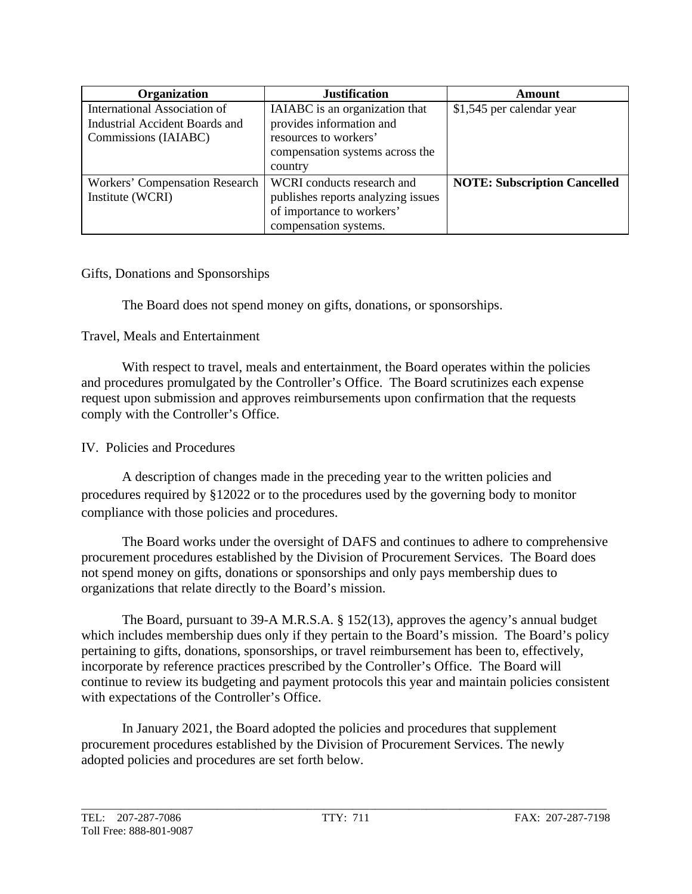| Organization | Justification | Amount |
|---|---|---|
| International Association of Industrial Accident Boards and Commissions (IAIABC) | IAIABC is an organization that provides information and resources to workers' compensation systems across the country | $1,545 per calendar year |
| Workers' Compensation Research Institute (WCRI) | WCRI conducts research and publishes reports analyzing issues of importance to workers' compensation systems. | **NOTE: Subscription Cancelled** |

Gifts, Donations and Sponsorships

The Board does not spend money on gifts, donations, or sponsorships.

Travel, Meals and Entertainment

With respect to travel, meals and entertainment, the Board operates within the policies and procedures promulgated by the Controller's Office. The Board scrutinizes each expense request upon submission and approves reimbursements upon confirmation that the requests comply with the Controller's Office.

IV. Policies and Procedures

A description of changes made in the preceding year to the written policies and procedures required by §12022 or to the procedures used by the governing body to monitor compliance with those policies and procedures.

The Board works under the oversight of DAFS and continues to adhere to comprehensive procurement procedures established by the Division of Procurement Services. The Board does not spend money on gifts, donations or sponsorships and only pays membership dues to organizations that relate directly to the Board's mission.

The Board, pursuant to 39-A M.R.S.A. § 152(13), approves the agency's annual budget which includes membership dues only if they pertain to the Board's mission. The Board's policy pertaining to gifts, donations, sponsorships, or travel reimbursement has been to, effectively, incorporate by reference practices prescribed by the Controller's Office. The Board will continue to review its budgeting and payment protocols this year and maintain policies consistent with expectations of the Controller's Office.

In January 2021, the Board adopted the policies and procedures that supplement procurement procedures established by the Division of Procurement Services. The newly adopted policies and procedures are set forth below.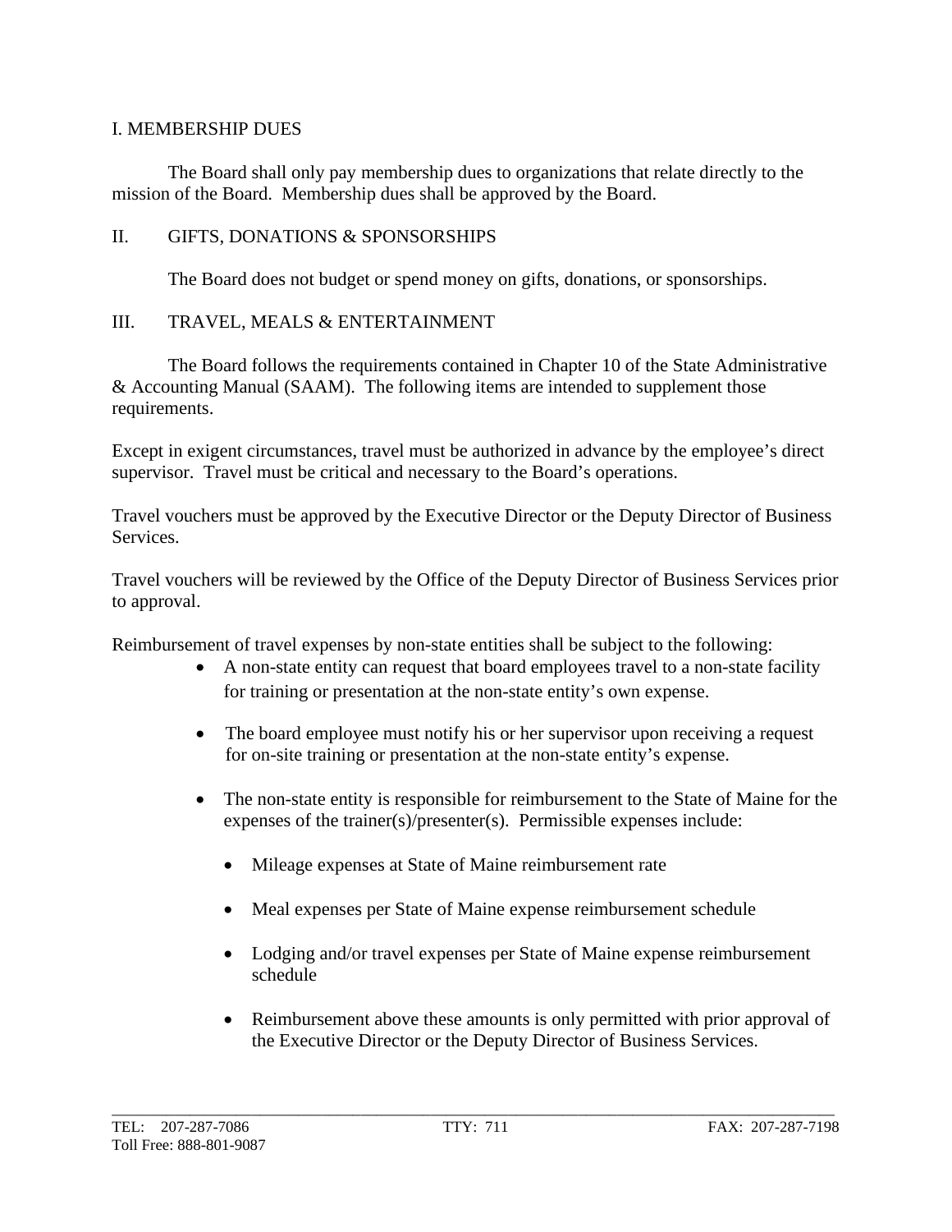## I. MEMBERSHIP DUES

The Board shall only pay membership dues to organizations that relate directly to the mission of the Board. Membership dues shall be approved by the Board.

## II. GIFTS, DONATIONS & SPONSORSHIPS

The Board does not budget or spend money on gifts, donations, or sponsorships.

## III. TRAVEL, MEALS & ENTERTAINMENT

The Board follows the requirements contained in Chapter 10 of the State Administrative & Accounting Manual (SAAM). The following items are intended to supplement those requirements.

Except in exigent circumstances, travel must be authorized in advance by the employee's direct supervisor. Travel must be critical and necessary to the Board's operations.

Travel vouchers must be approved by the Executive Director or the Deputy Director of Business Services.

Travel vouchers will be reviewed by the Office of the Deputy Director of Business Services prior to approval.

Reimbursement of travel expenses by non-state entities shall be subject to the following:

- A non-state entity can request that board employees travel to a non-state facility for training or presentation at the non-state entity's own expense.
- The board employee must notify his or her supervisor upon receiving a request for on-site training or presentation at the non-state entity's expense.
- The non-state entity is responsible for reimbursement to the State of Maine for the expenses of the trainer(s)/presenter(s). Permissible expenses include:
  - Mileage expenses at State of Maine reimbursement rate
  - Meal expenses per State of Maine expense reimbursement schedule
  - Lodging and/or travel expenses per State of Maine expense reimbursement schedule
  - Reimbursement above these amounts is only permitted with prior approval of the Executive Director or the Deputy Director of Business Services.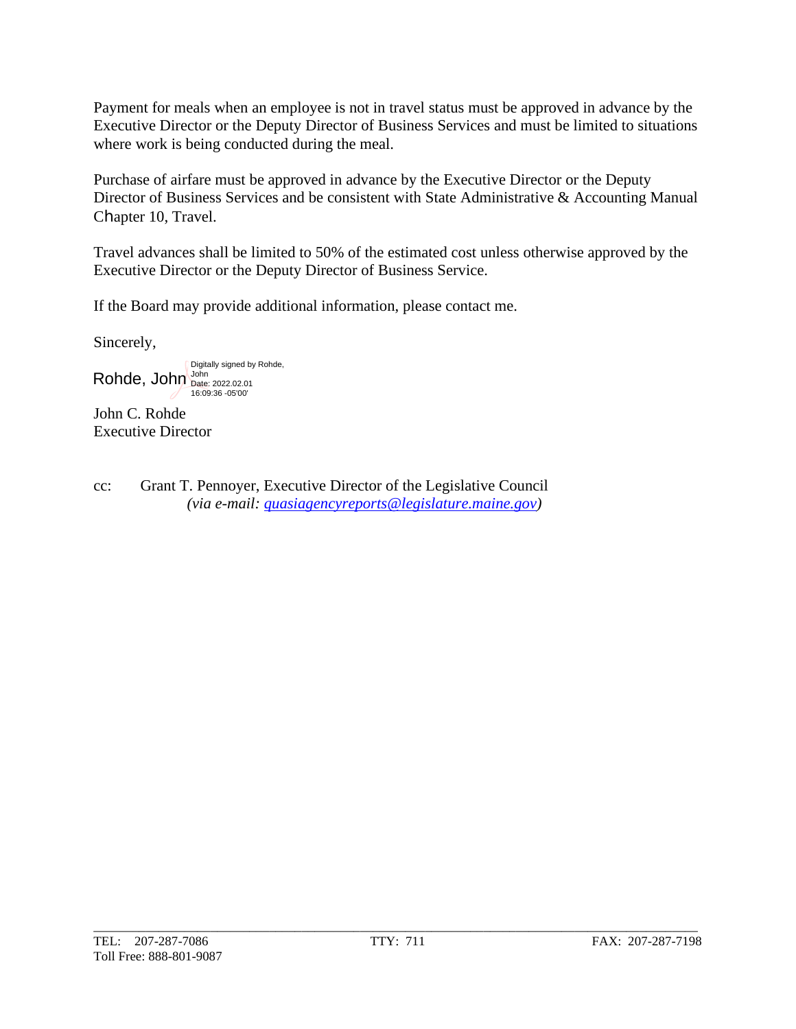Payment for meals when an employee is not in travel status must be approved in advance by the Executive Director or the Deputy Director of Business Services and must be limited to situations where work is being conducted during the meal.

Purchase of airfare must be approved in advance by the Executive Director or the Deputy Director of Business Services and be consistent with State Administrative & Accounting Manual Chapter 10, Travel.

Travel advances shall be limited to 50% of the estimated cost unless otherwise approved by the Executive Director or the Deputy Director of Business Service.

If the Board may provide additional information, please contact me.

Sincerely,

Rohde, John Digitally signed by Rohde, John Date: 2022.02.01 16:09:36 -05'00'

John C. Rohde
Executive Director

cc: Grant T. Pennoyer, Executive Director of the Legislative Council
*(via e-mail: quasiagencyreports@legislature.maine.gov)*

TEL: 207-287-7086 TTY: 711 FAX: 207-287-7198
Toll Free: 888-801-9087